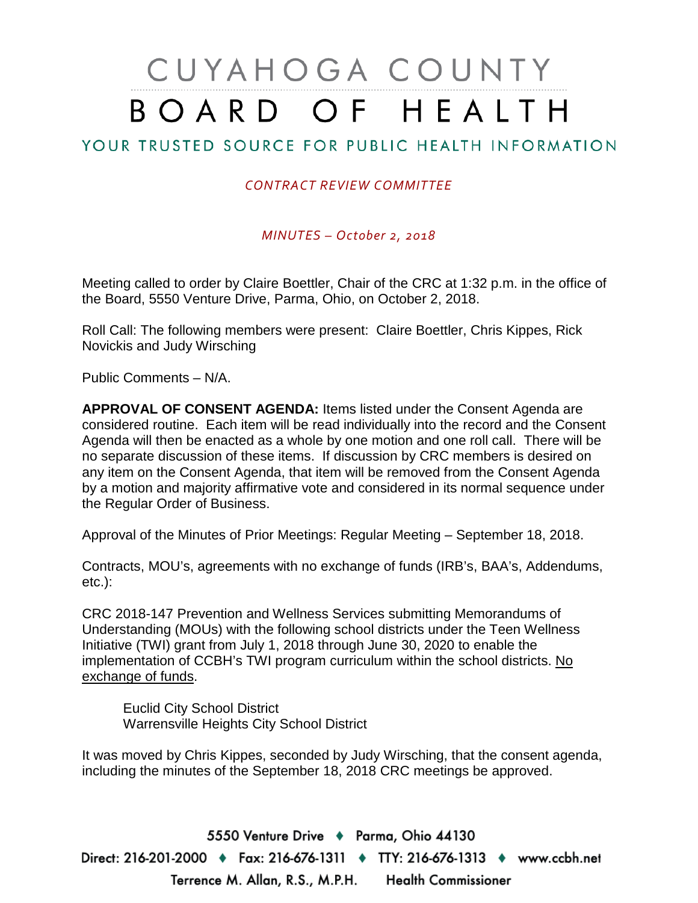# CUYAHOGA COUNTY BOARD OF HEALTH

## YOUR TRUSTED SOURCE FOR PUBLIC HEALTH INFORMATION

*CONTRACT REVIEW COMMITTEE*

*MINUTES – October 2, 2018*

Meeting called to order by Claire Boettler, Chair of the CRC at 1:32 p.m. in the office of the Board, 5550 Venture Drive, Parma, Ohio, on October 2, 2018.

Roll Call: The following members were present: Claire Boettler, Chris Kippes, Rick Novickis and Judy Wirsching

Public Comments – N/A.

**APPROVAL OF CONSENT AGENDA:** Items listed under the Consent Agenda are considered routine. Each item will be read individually into the record and the Consent Agenda will then be enacted as a whole by one motion and one roll call. There will be no separate discussion of these items. If discussion by CRC members is desired on any item on the Consent Agenda, that item will be removed from the Consent Agenda by a motion and majority affirmative vote and considered in its normal sequence under the Regular Order of Business.

Approval of the Minutes of Prior Meetings: Regular Meeting – September 18, 2018.

Contracts, MOU's, agreements with no exchange of funds (IRB's, BAA's, Addendums, etc.):

CRC 2018-147 Prevention and Wellness Services submitting Memorandums of Understanding (MOUs) with the following school districts under the Teen Wellness Initiative (TWI) grant from July 1, 2018 through June 30, 2020 to enable the implementation of CCBH's TWI program curriculum within the school districts. <u>No exchange of funds</u>.

Euclid City School District
Warrensville Heights City School District

It was moved by Chris Kippes, seconded by Judy Wirsching, that the consent agenda, including the minutes of the September 18, 2018 CRC meetings be approved.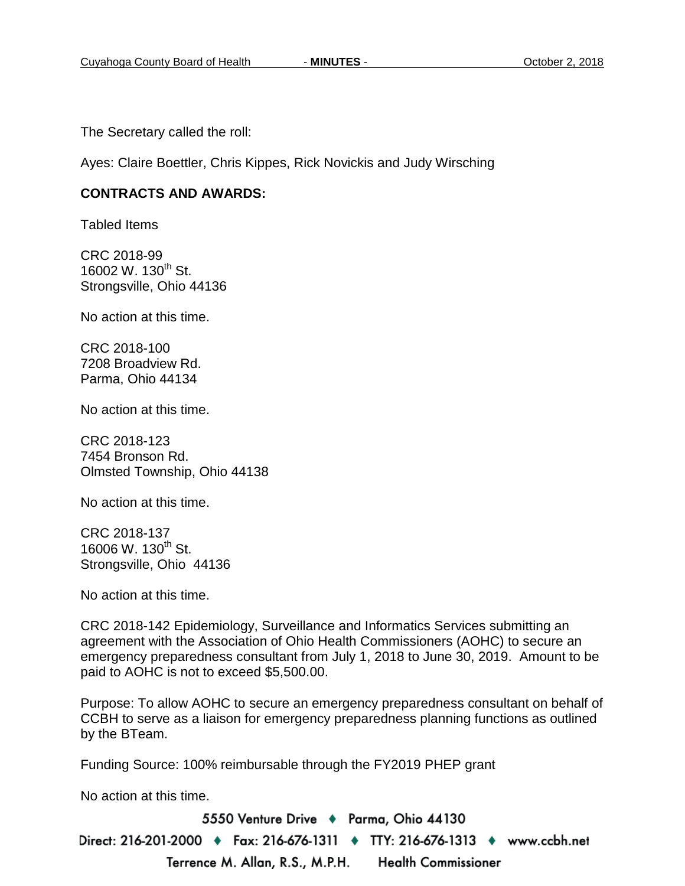The Secretary called the roll:

Ayes: Claire Boettler, Chris Kippes, Rick Novickis and Judy Wirsching

**CONTRACTS AND AWARDS:**

Tabled Items

CRC 2018-99
16002 W. 130th St.
Strongsville, Ohio 44136

No action at this time.

CRC 2018-100
7208 Broadview Rd.
Parma, Ohio 44134

No action at this time.

CRC 2018-123
7454 Bronson Rd.
Olmsted Township, Ohio 44138

No action at this time.

CRC 2018-137
16006 W. 130th St.
Strongsville, Ohio 44136

No action at this time.

CRC 2018-142 Epidemiology, Surveillance and Informatics Services submitting an agreement with the Association of Ohio Health Commissioners (AOHC) to secure an emergency preparedness consultant from July 1, 2018 to June 30, 2019. Amount to be paid to AOHC is not to exceed $5,500.00.

Purpose: To allow AOHC to secure an emergency preparedness consultant on behalf of CCBH to serve as a liaison for emergency preparedness planning functions as outlined by the BTeam.

Funding Source: 100% reimbursable through the FY2019 PHEP grant

No action at this time.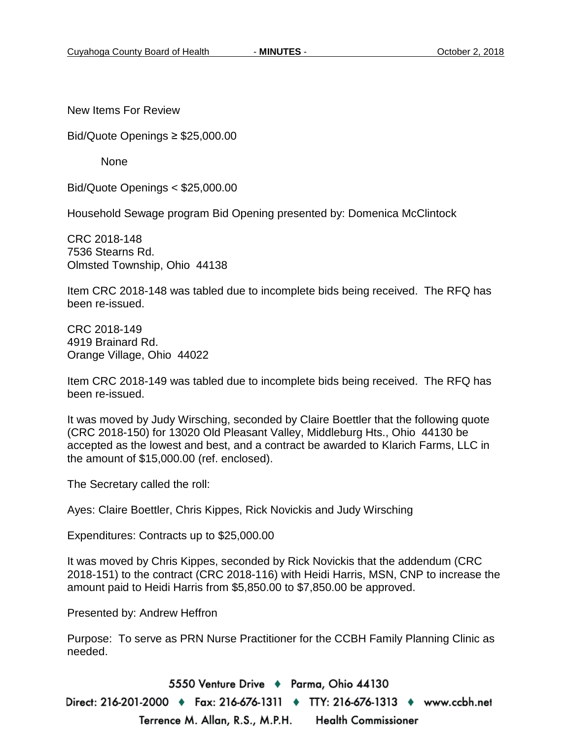New Items For Review

Bid/Quote Openings ≥ $25,000.00

None

Bid/Quote Openings < $25,000.00

Household Sewage program Bid Opening presented by: Domenica McClintock

CRC 2018-148
7536 Stearns Rd.
Olmsted Township, Ohio 44138

Item CRC 2018-148 was tabled due to incomplete bids being received. The RFQ has been re-issued.

CRC 2018-149
4919 Brainard Rd.
Orange Village, Ohio 44022

Item CRC 2018-149 was tabled due to incomplete bids being received. The RFQ has been re-issued.

It was moved by Judy Wirsching, seconded by Claire Boettler that the following quote (CRC 2018-150) for 13020 Old Pleasant Valley, Middleburg Hts., Ohio 44130 be accepted as the lowest and best, and a contract be awarded to Klarich Farms, LLC in the amount of $15,000.00 (ref. enclosed).

The Secretary called the roll:

Ayes: Claire Boettler, Chris Kippes, Rick Novickis and Judy Wirsching

Expenditures: Contracts up to $25,000.00

It was moved by Chris Kippes, seconded by Rick Novickis that the addendum (CRC 2018-151) to the contract (CRC 2018-116) with Heidi Harris, MSN, CNP to increase the amount paid to Heidi Harris from $5,850.00 to $7,850.00 be approved.

Presented by: Andrew Heffron

Purpose: To serve as PRN Nurse Practitioner for the CCBH Family Planning Clinic as needed.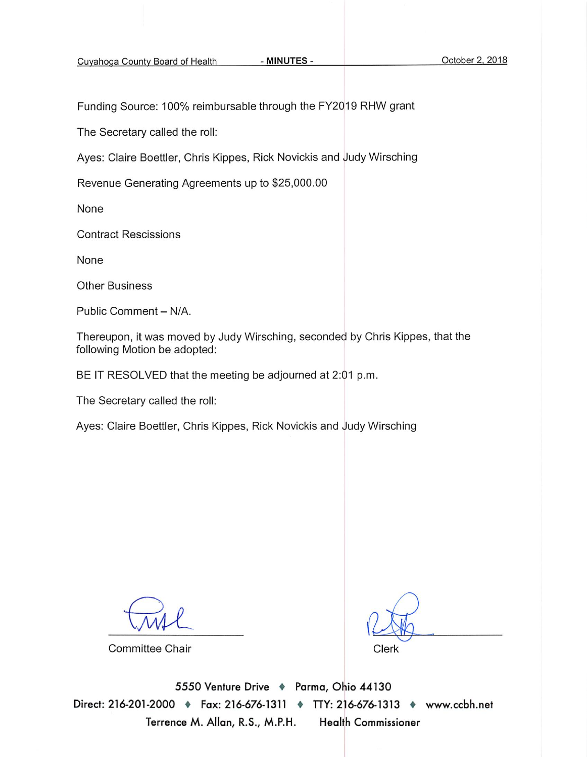Funding Source: 100% reimbursable through the FY2019 RHW grant

The Secretary called the roll:

Ayes: Claire Boettler, Chris Kippes, Rick Novickis and Judy Wirsching

Revenue Generating Agreements up to $25,000.00

None

Contract Rescissions

None

Other Business

Public Comment – N/A.

Thereupon, it was moved by Judy Wirsching, seconded by Chris Kippes, that the following Motion be adopted:

BE IT RESOLVED that the meeting be adjourned at 2:01 p.m.

The Secretary called the roll:

Ayes: Claire Boettler, Chris Kippes, Rick Novickis and Judy Wirsching

Committee Chair

Clerk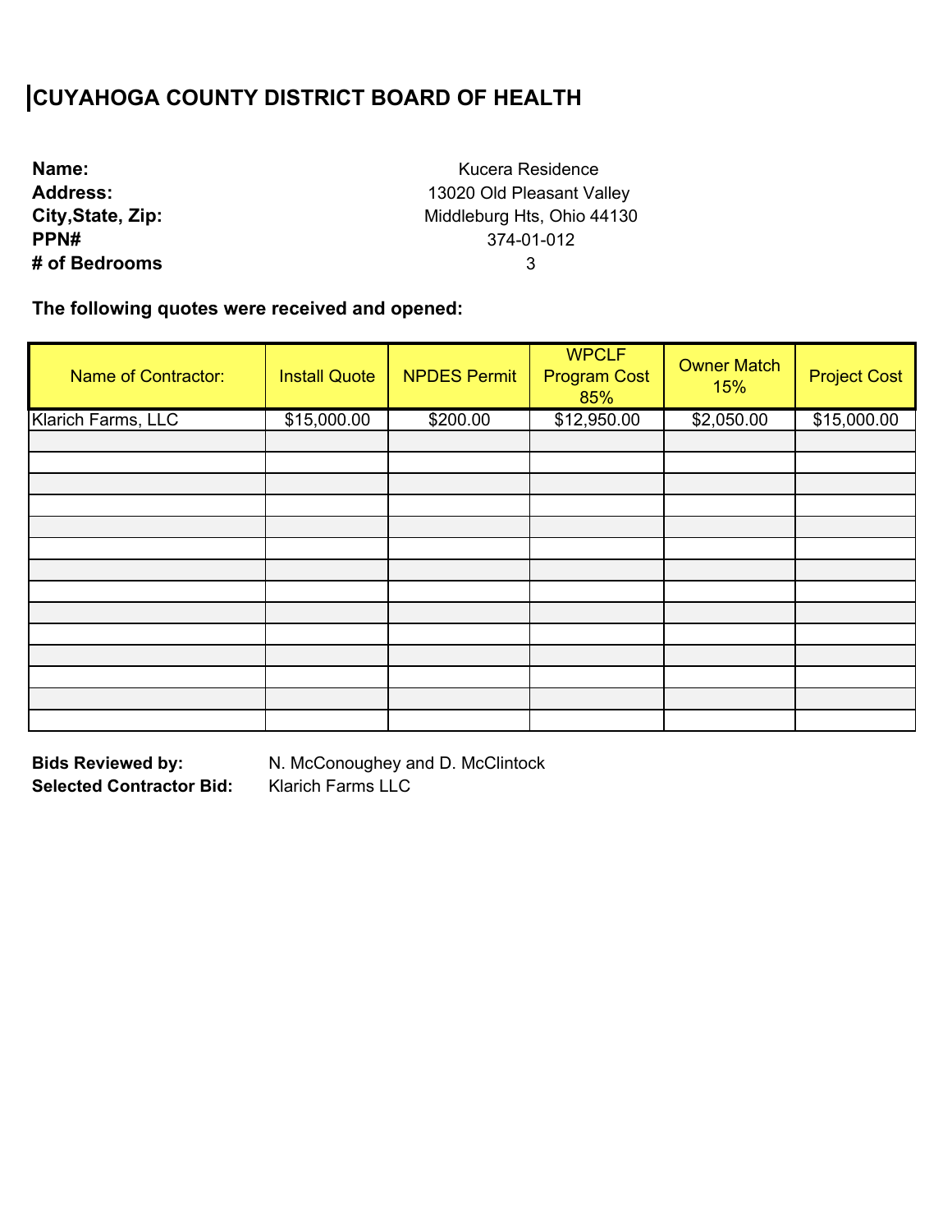# CUYAHOGA COUNTY DISTRICT BOARD OF HEALTH

**Name:** Kucera Residence
**Address:** 13020 Old Pleasant Valley
**City,State, Zip:** Middleburg Hts, Ohio 44130
**PPN#** 374-01-012
**# of Bedrooms** 3

**The following quotes were received and opened:**

| Name of Contractor: | Install Quote | NPDES Permit | WPCLF Program Cost 85% | Owner Match 15% | Project Cost |
|---|---|---|---|---|---|
| Klarich Farms, LLC | $15,000.00 | $200.00 | $12,950.00 | $2,050.00 | $15,000.00 |
| | | | | | |
| | | | | | |
| | | | | | |
| | | | | | |
| | | | | | |
| | | | | | |
| | | | | | |
| | | | | | |
| | | | | | |
| | | | | | |
| | | | | | |
| | | | | | |
| | | | | | |
| | | | | | |

**Bids Reviewed by:** N. McConoughey and D. McClintock
**Selected Contractor Bid:** Klarich Farms LLC